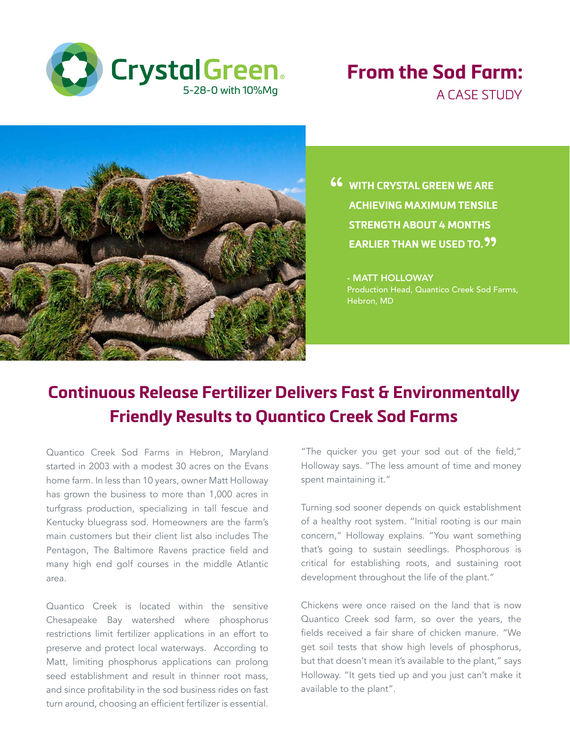CrystalGreen
5-28-0 with 10%Mg

# From the Sod Farm:
## A CASE STUDY

> **"WITH CRYSTAL GREEN WE ARE ACHIEVING MAXIMUM TENSILE STRENGTH ABOUT 4 MONTHS EARLIER THAN WE USED TO."**
>
> **- MATT HOLLOWAY**
> Production Head, Quantico Creek Sod Farms, Hebron, MD

# Continuous Release Fertilizer Delivers Fast & Environmentally Friendly Results to Quantico Creek Sod Farms

Quantico Creek Sod Farms in Hebron, Maryland started in 2003 with a modest 30 acres on the Evans home farm. In less than 10 years, owner Matt Holloway has grown the business to more than 1,000 acres in turfgrass production, specializing in tall fescue and Kentucky bluegrass sod. Homeowners are the farm's main customers but their client list also includes The Pentagon, The Baltimore Ravens practice field and many high end golf courses in the middle Atlantic area.

Quantico Creek is located within the sensitive Chesapeake Bay watershed where phosphorus restrictions limit fertilizer applications in an effort to preserve and protect local waterways. According to Matt, limiting phosphorus applications can prolong seed establishment and result in thinner root mass, and since profitability in the sod business rides on fast turn around, choosing an efficient fertilizer is essential.

"The quicker you get your sod out of the field," Holloway says. "The less amount of time and money spent maintaining it."

Turning sod sooner depends on quick establishment of a healthy root system. "Initial rooting is our main concern," Holloway explains. "You want something that's going to sustain seedlings. Phosphorous is critical for establishing roots, and sustaining root development throughout the life of the plant."

Chickens were once raised on the land that is now Quantico Creek sod farm, so over the years, the fields received a fair share of chicken manure. "We get soil tests that show high levels of phosphorus, but that doesn't mean it's available to the plant," says Holloway. "It gets tied up and you just can't make it available to the plant".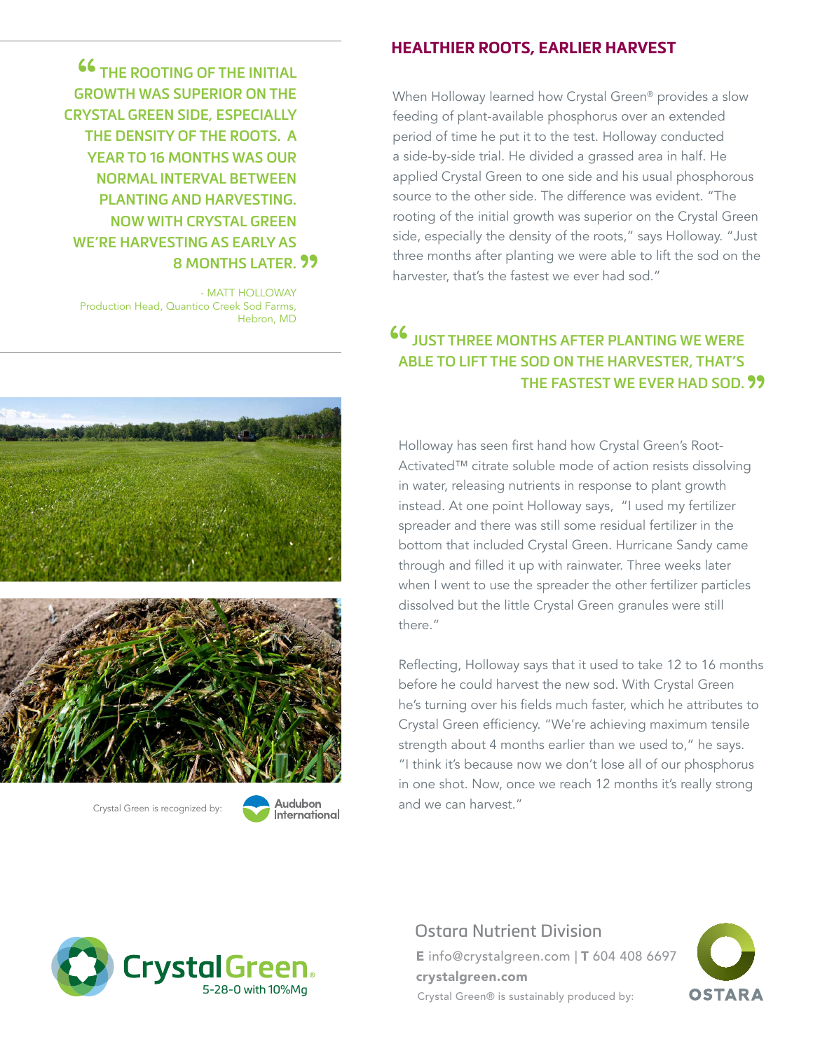> "THE ROOTING OF THE INITIAL GROWTH WAS SUPERIOR ON THE CRYSTAL GREEN SIDE, ESPECIALLY THE DENSITY OF THE ROOTS. A YEAR TO 16 MONTHS WAS OUR NORMAL INTERVAL BETWEEN PLANTING AND HARVESTING. NOW WITH CRYSTAL GREEN WE'RE HARVESTING AS EARLY AS 8 MONTHS LATER."
>
> \- MATT HOLLOWAY
> Production Head, Quantico Creek Sod Farms, Hebron, MD

## HEALTHIER ROOTS, EARLIER HARVEST

When Holloway learned how Crystal Green® provides a slow feeding of plant-available phosphorus over an extended period of time he put it to the test. Holloway conducted a side-by-side trial. He divided a grassed area in half. He applied Crystal Green to one side and his usual phosphorous source to the other side. The difference was evident. "The rooting of the initial growth was superior on the Crystal Green side, especially the density of the roots," says Holloway. "Just three months after planting we were able to lift the sod on the harvester, that's the fastest we ever had sod."

> "JUST THREE MONTHS AFTER PLANTING WE WERE ABLE TO LIFT THE SOD ON THE HARVESTER, THAT'S THE FASTEST WE EVER HAD SOD."

Holloway has seen first hand how Crystal Green's Root-Activated™ citrate soluble mode of action resists dissolving in water, releasing nutrients in response to plant growth instead. At one point Holloway says, "I used my fertilizer spreader and there was still some residual fertilizer in the bottom that included Crystal Green. Hurricane Sandy came through and filled it up with rainwater. Three weeks later when I went to use the spreader the other fertilizer particles dissolved but the little Crystal Green granules were still there."

Reflecting, Holloway says that it used to take 12 to 16 months before he could harvest the new sod. With Crystal Green he's turning over his fields much faster, which he attributes to Crystal Green efficiency. "We're achieving maximum tensile strength about 4 months earlier than we used to," he says. "I think it's because now we don't lose all of our phosphorus in one shot. Now, once we reach 12 months it's really strong and we can harvest."

Crystal Green is recognized by: Audubon International

CrystalGreen
5-28-0 with 10%Mg

Ostara Nutrient Division
**E** info@crystalgreen.com | **T** 604 408 6697
**crystalgreen.com**
Crystal Green® is sustainably produced by: OSTARA